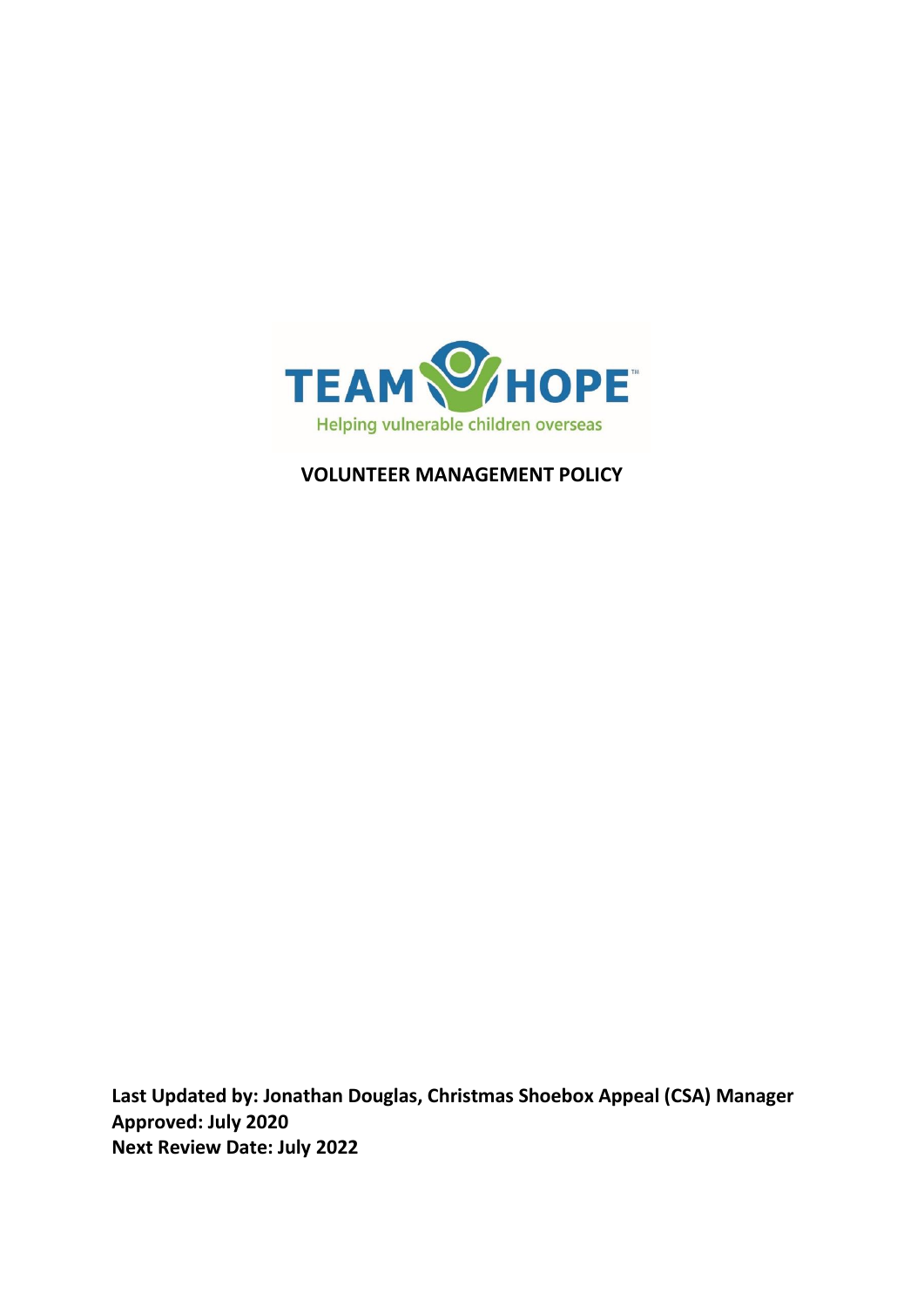TEAM HOPE™

Helping vulnerable children overseas

# VOLUNTEER MANAGEMENT POLICY

**Last Updated by: Jonathan Douglas, Christmas Shoebox Appeal (CSA) Manager**
**Approved: July 2020**
**Next Review Date: July 2022**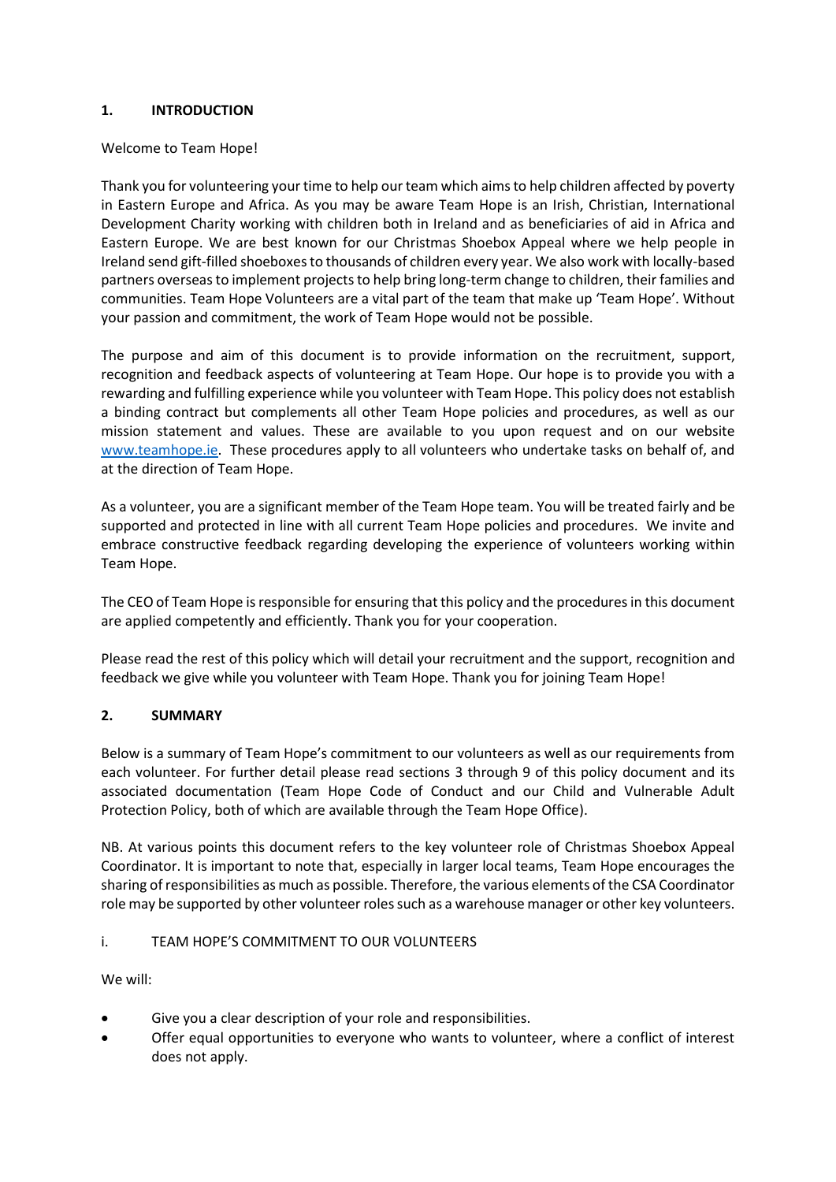## 1. INTRODUCTION

Welcome to Team Hope!

Thank you for volunteering your time to help our team which aims to help children affected by poverty in Eastern Europe and Africa. As you may be aware Team Hope is an Irish, Christian, International Development Charity working with children both in Ireland and as beneficiaries of aid in Africa and Eastern Europe. We are best known for our Christmas Shoebox Appeal where we help people in Ireland send gift-filled shoeboxes to thousands of children every year. We also work with locally-based partners overseas to implement projects to help bring long-term change to children, their families and communities. Team Hope Volunteers are a vital part of the team that make up 'Team Hope'. Without your passion and commitment, the work of Team Hope would not be possible.

The purpose and aim of this document is to provide information on the recruitment, support, recognition and feedback aspects of volunteering at Team Hope. Our hope is to provide you with a rewarding and fulfilling experience while you volunteer with Team Hope. This policy does not establish a binding contract but complements all other Team Hope policies and procedures, as well as our mission statement and values. These are available to you upon request and on our website [www.teamhope.ie](www.teamhope.ie). These procedures apply to all volunteers who undertake tasks on behalf of, and at the direction of Team Hope.

As a volunteer, you are a significant member of the Team Hope team. You will be treated fairly and be supported and protected in line with all current Team Hope policies and procedures. We invite and embrace constructive feedback regarding developing the experience of volunteers working within Team Hope.

The CEO of Team Hope is responsible for ensuring that this policy and the procedures in this document are applied competently and efficiently. Thank you for your cooperation.

Please read the rest of this policy which will detail your recruitment and the support, recognition and feedback we give while you volunteer with Team Hope. Thank you for joining Team Hope!

## 2. SUMMARY

Below is a summary of Team Hope's commitment to our volunteers as well as our requirements from each volunteer. For further detail please read sections 3 through 9 of this policy document and its associated documentation (Team Hope Code of Conduct and our Child and Vulnerable Adult Protection Policy, both of which are available through the Team Hope Office).

NB. At various points this document refers to the key volunteer role of Christmas Shoebox Appeal Coordinator. It is important to note that, especially in larger local teams, Team Hope encourages the sharing of responsibilities as much as possible. Therefore, the various elements of the CSA Coordinator role may be supported by other volunteer roles such as a warehouse manager or other key volunteers.

### i. TEAM HOPE'S COMMITMENT TO OUR VOLUNTEERS

We will:

- Give you a clear description of your role and responsibilities.
- Offer equal opportunities to everyone who wants to volunteer, where a conflict of interest does not apply.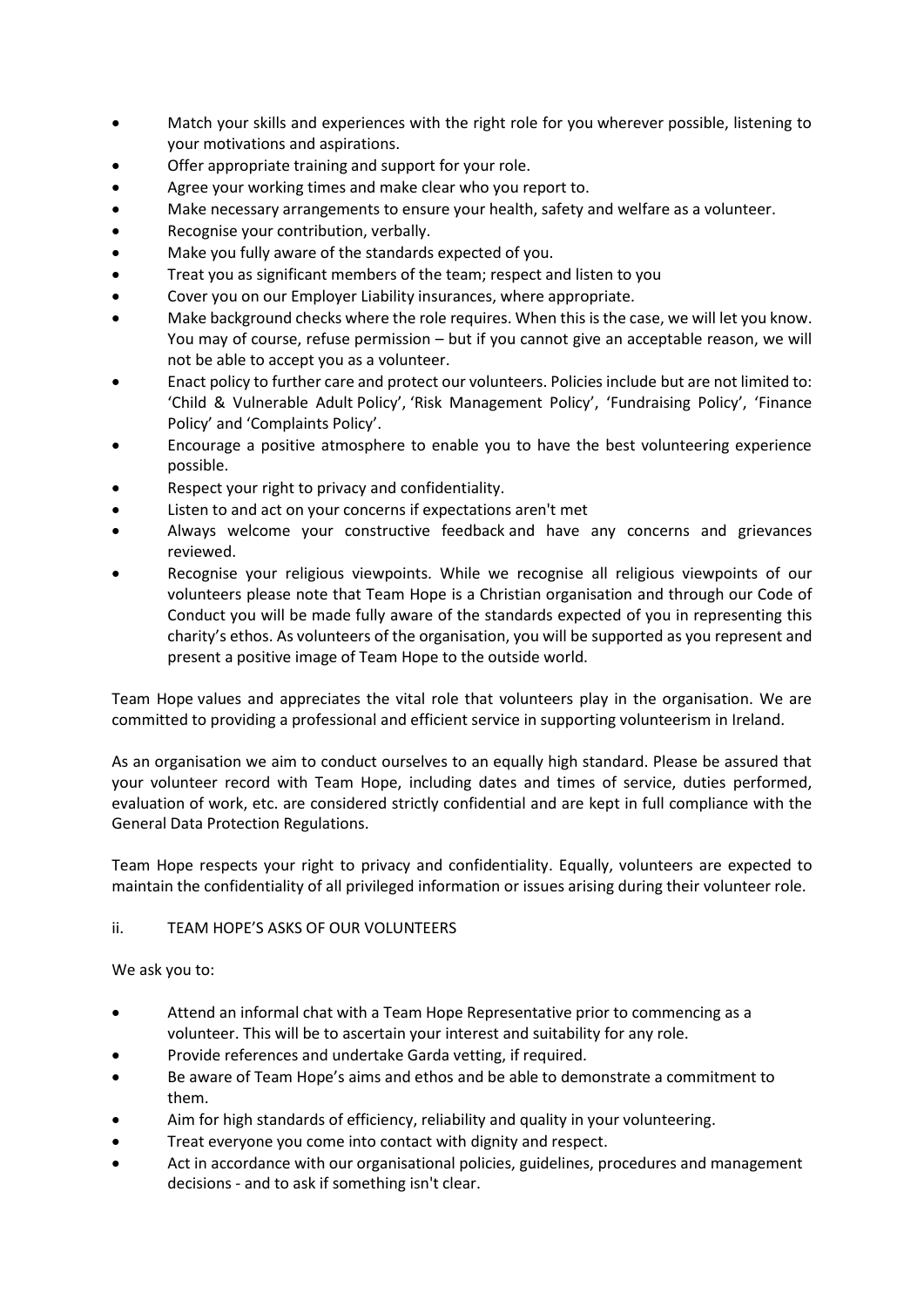- Match your skills and experiences with the right role for you wherever possible, listening to your motivations and aspirations.
- Offer appropriate training and support for your role.
- Agree your working times and make clear who you report to.
- Make necessary arrangements to ensure your health, safety and welfare as a volunteer.
- Recognise your contribution, verbally.
- Make you fully aware of the standards expected of you.
- Treat you as significant members of the team; respect and listen to you
- Cover you on our Employer Liability insurances, where appropriate.
- Make background checks where the role requires. When this is the case, we will let you know. You may of course, refuse permission – but if you cannot give an acceptable reason, we will not be able to accept you as a volunteer.
- Enact policy to further care and protect our volunteers. Policies include but are not limited to: 'Child & Vulnerable Adult Policy', 'Risk Management Policy', 'Fundraising Policy', 'Finance Policy' and 'Complaints Policy'.
- Encourage a positive atmosphere to enable you to have the best volunteering experience possible.
- Respect your right to privacy and confidentiality.
- Listen to and act on your concerns if expectations aren't met
- Always welcome your constructive feedback and have any concerns and grievances reviewed.
- Recognise your religious viewpoints. While we recognise all religious viewpoints of our volunteers please note that Team Hope is a Christian organisation and through our Code of Conduct you will be made fully aware of the standards expected of you in representing this charity's ethos. As volunteers of the organisation, you will be supported as you represent and present a positive image of Team Hope to the outside world.

Team Hope values and appreciates the vital role that volunteers play in the organisation. We are committed to providing a professional and efficient service in supporting volunteerism in Ireland.

As an organisation we aim to conduct ourselves to an equally high standard. Please be assured that your volunteer record with Team Hope, including dates and times of service, duties performed, evaluation of work, etc. are considered strictly confidential and are kept in full compliance with the General Data Protection Regulations.

Team Hope respects your right to privacy and confidentiality. Equally, volunteers are expected to maintain the confidentiality of all privileged information or issues arising during their volunteer role.

ii. TEAM HOPE'S ASKS OF OUR VOLUNTEERS

We ask you to:

- Attend an informal chat with a Team Hope Representative prior to commencing as a volunteer. This will be to ascertain your interest and suitability for any role.
- Provide references and undertake Garda vetting, if required.
- Be aware of Team Hope's aims and ethos and be able to demonstrate a commitment to them.
- Aim for high standards of efficiency, reliability and quality in your volunteering.
- Treat everyone you come into contact with dignity and respect.
- Act in accordance with our organisational policies, guidelines, procedures and management decisions - and to ask if something isn't clear.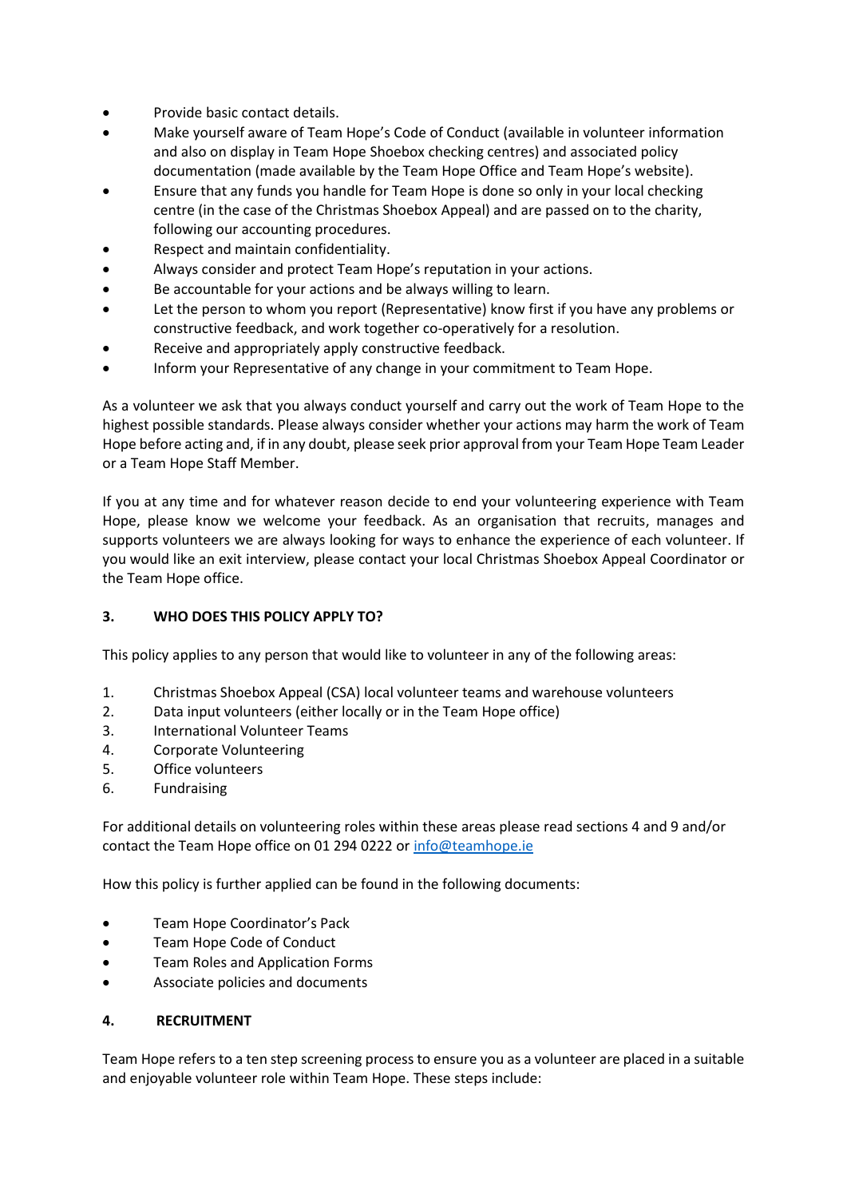- Provide basic contact details.
- Make yourself aware of Team Hope's Code of Conduct (available in volunteer information and also on display in Team Hope Shoebox checking centres) and associated policy documentation (made available by the Team Hope Office and Team Hope's website).
- Ensure that any funds you handle for Team Hope is done so only in your local checking centre (in the case of the Christmas Shoebox Appeal) and are passed on to the charity, following our accounting procedures.
- Respect and maintain confidentiality.
- Always consider and protect Team Hope's reputation in your actions.
- Be accountable for your actions and be always willing to learn.
- Let the person to whom you report (Representative) know first if you have any problems or constructive feedback, and work together co-operatively for a resolution.
- Receive and appropriately apply constructive feedback.
- Inform your Representative of any change in your commitment to Team Hope.

As a volunteer we ask that you always conduct yourself and carry out the work of Team Hope to the highest possible standards. Please always consider whether your actions may harm the work of Team Hope before acting and, if in any doubt, please seek prior approval from your Team Hope Team Leader or a Team Hope Staff Member.

If you at any time and for whatever reason decide to end your volunteering experience with Team Hope, please know we welcome your feedback. As an organisation that recruits, manages and supports volunteers we are always looking for ways to enhance the experience of each volunteer. If you would like an exit interview, please contact your local Christmas Shoebox Appeal Coordinator or the Team Hope office.

## 3. WHO DOES THIS POLICY APPLY TO?

This policy applies to any person that would like to volunteer in any of the following areas:

1. Christmas Shoebox Appeal (CSA) local volunteer teams and warehouse volunteers
2. Data input volunteers (either locally or in the Team Hope office)
3. International Volunteer Teams
4. Corporate Volunteering
5. Office volunteers
6. Fundraising

For additional details on volunteering roles within these areas please read sections 4 and 9 and/or contact the Team Hope office on 01 294 0222 or info@teamhope.ie

How this policy is further applied can be found in the following documents:

- Team Hope Coordinator's Pack
- Team Hope Code of Conduct
- Team Roles and Application Forms
- Associate policies and documents

## 4. RECRUITMENT

Team Hope refers to a ten step screening process to ensure you as a volunteer are placed in a suitable and enjoyable volunteer role within Team Hope. These steps include: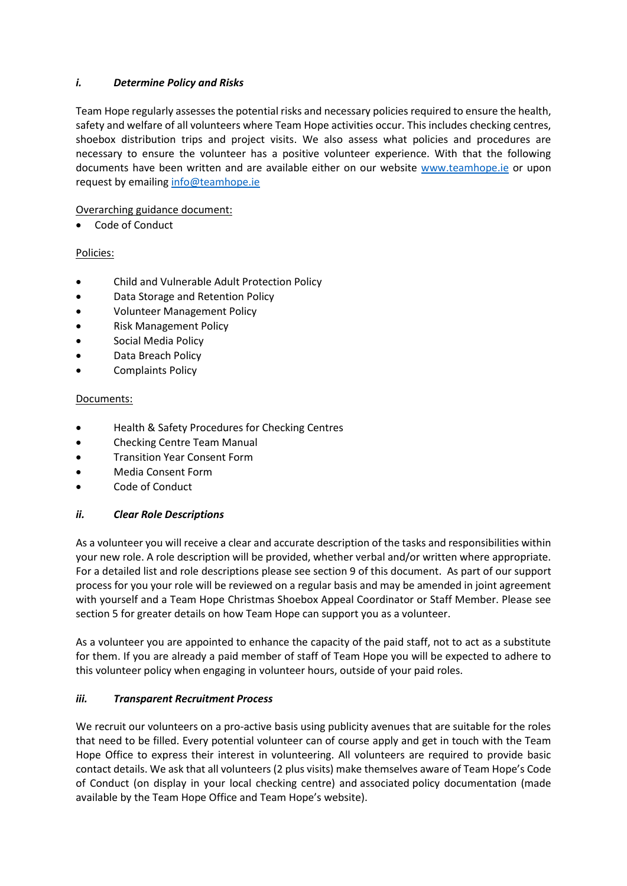### *i. Determine Policy and Risks*

Team Hope regularly assesses the potential risks and necessary policies required to ensure the health, safety and welfare of all volunteers where Team Hope activities occur. This includes checking centres, shoebox distribution trips and project visits. We also assess what policies and procedures are necessary to ensure the volunteer has a positive volunteer experience. With that the following documents have been written and are available either on our website www.teamhope.ie or upon request by emailing info@teamhope.ie

Overarching guidance document:

- Code of Conduct

Policies:

- Child and Vulnerable Adult Protection Policy
- Data Storage and Retention Policy
- Volunteer Management Policy
- Risk Management Policy
- Social Media Policy
- Data Breach Policy
- Complaints Policy

Documents:

- Health & Safety Procedures for Checking Centres
- Checking Centre Team Manual
- Transition Year Consent Form
- Media Consent Form
- Code of Conduct

### *ii. Clear Role Descriptions*

As a volunteer you will receive a clear and accurate description of the tasks and responsibilities within your new role. A role description will be provided, whether verbal and/or written where appropriate. For a detailed list and role descriptions please see section 9 of this document. As part of our support process for you your role will be reviewed on a regular basis and may be amended in joint agreement with yourself and a Team Hope Christmas Shoebox Appeal Coordinator or Staff Member. Please see section 5 for greater details on how Team Hope can support you as a volunteer.

As a volunteer you are appointed to enhance the capacity of the paid staff, not to act as a substitute for them. If you are already a paid member of staff of Team Hope you will be expected to adhere to this volunteer policy when engaging in volunteer hours, outside of your paid roles.

### *iii. Transparent Recruitment Process*

We recruit our volunteers on a pro-active basis using publicity avenues that are suitable for the roles that need to be filled. Every potential volunteer can of course apply and get in touch with the Team Hope Office to express their interest in volunteering. All volunteers are required to provide basic contact details. We ask that all volunteers (2 plus visits) make themselves aware of Team Hope's Code of Conduct (on display in your local checking centre) and associated policy documentation (made available by the Team Hope Office and Team Hope's website).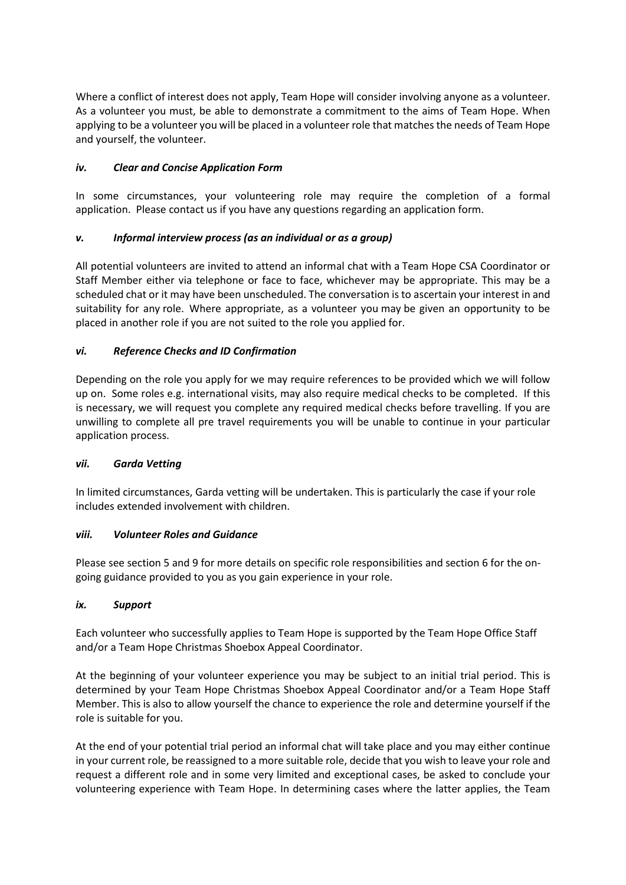Where a conflict of interest does not apply, Team Hope will consider involving anyone as a volunteer. As a volunteer you must, be able to demonstrate a commitment to the aims of Team Hope. When applying to be a volunteer you will be placed in a volunteer role that matches the needs of Team Hope and yourself, the volunteer.

#### *iv. Clear and Concise Application Form*

In some circumstances, your volunteering role may require the completion of a formal application. Please contact us if you have any questions regarding an application form.

#### *v. Informal interview process (as an individual or as a group)*

All potential volunteers are invited to attend an informal chat with a Team Hope CSA Coordinator or Staff Member either via telephone or face to face, whichever may be appropriate. This may be a scheduled chat or it may have been unscheduled. The conversation is to ascertain your interest in and suitability for any role. Where appropriate, as a volunteer you may be given an opportunity to be placed in another role if you are not suited to the role you applied for.

#### *vi. Reference Checks and ID Confirmation*

Depending on the role you apply for we may require references to be provided which we will follow up on. Some roles e.g. international visits, may also require medical checks to be completed. If this is necessary, we will request you complete any required medical checks before travelling. If you are unwilling to complete all pre travel requirements you will be unable to continue in your particular application process.

#### *vii. Garda Vetting*

In limited circumstances, Garda vetting will be undertaken. This is particularly the case if your role includes extended involvement with children.

#### *viii. Volunteer Roles and Guidance*

Please see section 5 and 9 for more details on specific role responsibilities and section 6 for the on-going guidance provided to you as you gain experience in your role.

#### *ix. Support*

Each volunteer who successfully applies to Team Hope is supported by the Team Hope Office Staff and/or a Team Hope Christmas Shoebox Appeal Coordinator.

At the beginning of your volunteer experience you may be subject to an initial trial period. This is determined by your Team Hope Christmas Shoebox Appeal Coordinator and/or a Team Hope Staff Member. This is also to allow yourself the chance to experience the role and determine yourself if the role is suitable for you.

At the end of your potential trial period an informal chat will take place and you may either continue in your current role, be reassigned to a more suitable role, decide that you wish to leave your role and request a different role and in some very limited and exceptional cases, be asked to conclude your volunteering experience with Team Hope. In determining cases where the latter applies, the Team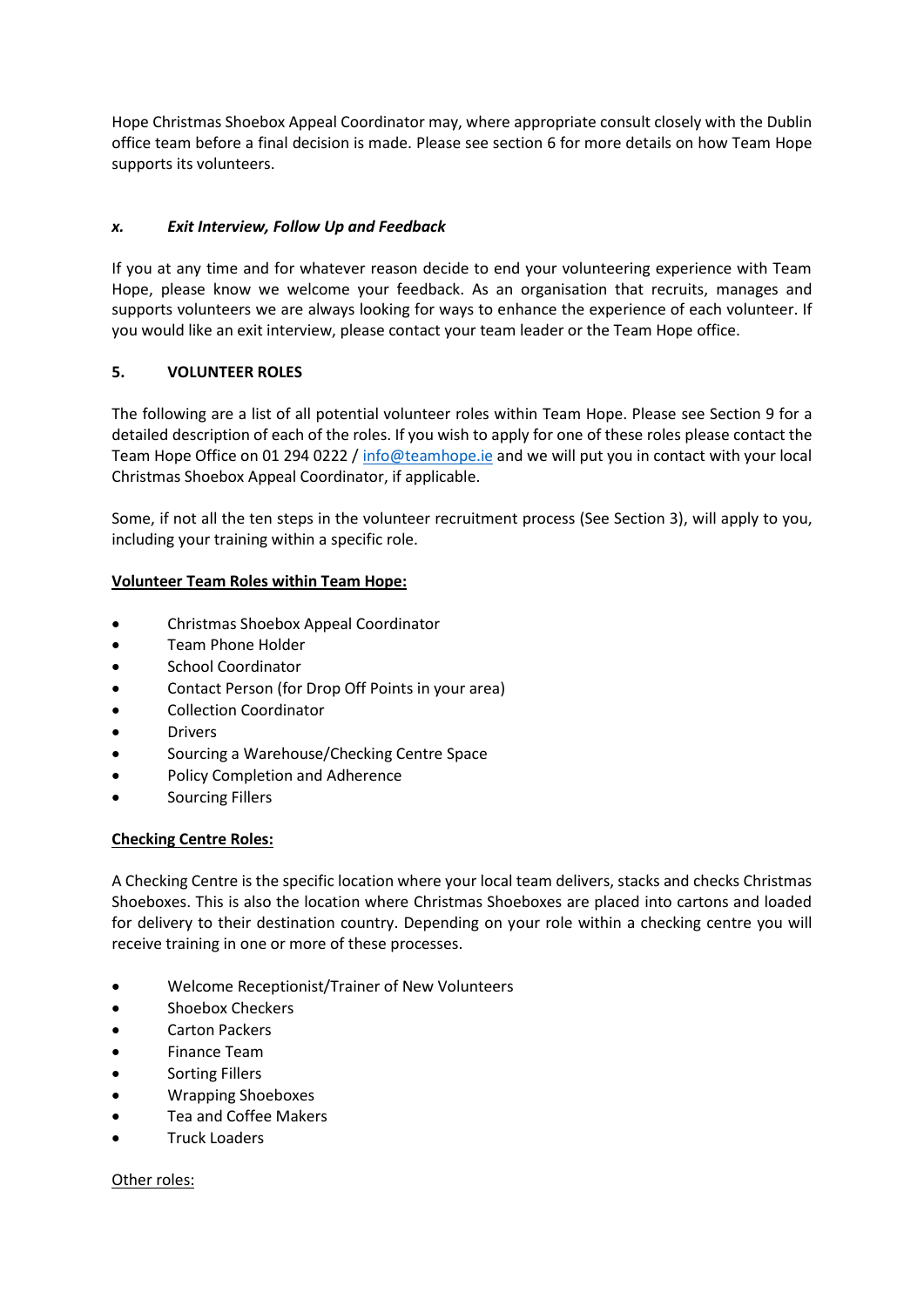Hope Christmas Shoebox Appeal Coordinator may, where appropriate consult closely with the Dublin office team before a final decision is made. Please see section 6 for more details on how Team Hope supports its volunteers.

### *x. Exit Interview, Follow Up and Feedback*

If you at any time and for whatever reason decide to end your volunteering experience with Team Hope, please know we welcome your feedback. As an organisation that recruits, manages and supports volunteers we are always looking for ways to enhance the experience of each volunteer. If you would like an exit interview, please contact your team leader or the Team Hope office.

## 5. VOLUNTEER ROLES

The following are a list of all potential volunteer roles within Team Hope. Please see Section 9 for a detailed description of each of the roles. If you wish to apply for one of these roles please contact the Team Hope Office on 01 294 0222 / [info@teamhope.ie](mailto:info@teamhope.ie) and we will put you in contact with your local Christmas Shoebox Appeal Coordinator, if applicable.

Some, if not all the ten steps in the volunteer recruitment process (See Section 3), will apply to you, including your training within a specific role.

**Volunteer Team Roles within Team Hope:**

- Christmas Shoebox Appeal Coordinator
- Team Phone Holder
- School Coordinator
- Contact Person (for Drop Off Points in your area)
- Collection Coordinator
- Drivers
- Sourcing a Warehouse/Checking Centre Space
- Policy Completion and Adherence
- Sourcing Fillers

**Checking Centre Roles:**

A Checking Centre is the specific location where your local team delivers, stacks and checks Christmas Shoeboxes. This is also the location where Christmas Shoeboxes are placed into cartons and loaded for delivery to their destination country. Depending on your role within a checking centre you will receive training in one or more of these processes.

- Welcome Receptionist/Trainer of New Volunteers
- Shoebox Checkers
- Carton Packers
- Finance Team
- Sorting Fillers
- Wrapping Shoeboxes
- Tea and Coffee Makers
- Truck Loaders

Other roles: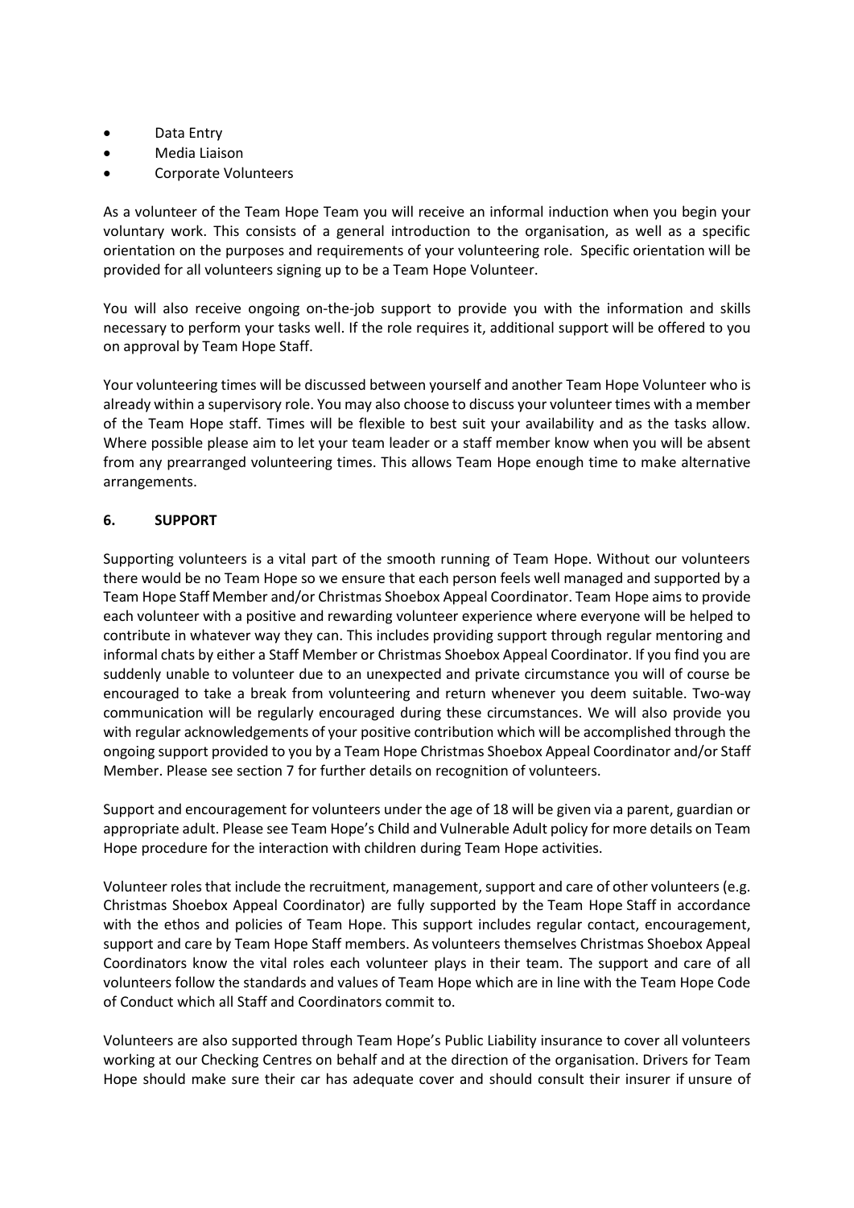- Data Entry
- Media Liaison
- Corporate Volunteers

As a volunteer of the Team Hope Team you will receive an informal induction when you begin your voluntary work. This consists of a general introduction to the organisation, as well as a specific orientation on the purposes and requirements of your volunteering role. Specific orientation will be provided for all volunteers signing up to be a Team Hope Volunteer.

You will also receive ongoing on-the-job support to provide you with the information and skills necessary to perform your tasks well. If the role requires it, additional support will be offered to you on approval by Team Hope Staff.

Your volunteering times will be discussed between yourself and another Team Hope Volunteer who is already within a supervisory role. You may also choose to discuss your volunteer times with a member of the Team Hope staff. Times will be flexible to best suit your availability and as the tasks allow. Where possible please aim to let your team leader or a staff member know when you will be absent from any prearranged volunteering times. This allows Team Hope enough time to make alternative arrangements.

## 6. SUPPORT

Supporting volunteers is a vital part of the smooth running of Team Hope. Without our volunteers there would be no Team Hope so we ensure that each person feels well managed and supported by a Team Hope Staff Member and/or Christmas Shoebox Appeal Coordinator. Team Hope aims to provide each volunteer with a positive and rewarding volunteer experience where everyone will be helped to contribute in whatever way they can. This includes providing support through regular mentoring and informal chats by either a Staff Member or Christmas Shoebox Appeal Coordinator. If you find you are suddenly unable to volunteer due to an unexpected and private circumstance you will of course be encouraged to take a break from volunteering and return whenever you deem suitable. Two-way communication will be regularly encouraged during these circumstances. We will also provide you with regular acknowledgements of your positive contribution which will be accomplished through the ongoing support provided to you by a Team Hope Christmas Shoebox Appeal Coordinator and/or Staff Member. Please see section 7 for further details on recognition of volunteers.

Support and encouragement for volunteers under the age of 18 will be given via a parent, guardian or appropriate adult. Please see Team Hope's Child and Vulnerable Adult policy for more details on Team Hope procedure for the interaction with children during Team Hope activities.

Volunteer roles that include the recruitment, management, support and care of other volunteers (e.g. Christmas Shoebox Appeal Coordinator) are fully supported by the Team Hope Staff in accordance with the ethos and policies of Team Hope. This support includes regular contact, encouragement, support and care by Team Hope Staff members. As volunteers themselves Christmas Shoebox Appeal Coordinators know the vital roles each volunteer plays in their team. The support and care of all volunteers follow the standards and values of Team Hope which are in line with the Team Hope Code of Conduct which all Staff and Coordinators commit to.

Volunteers are also supported through Team Hope's Public Liability insurance to cover all volunteers working at our Checking Centres on behalf and at the direction of the organisation. Drivers for Team Hope should make sure their car has adequate cover and should consult their insurer if unsure of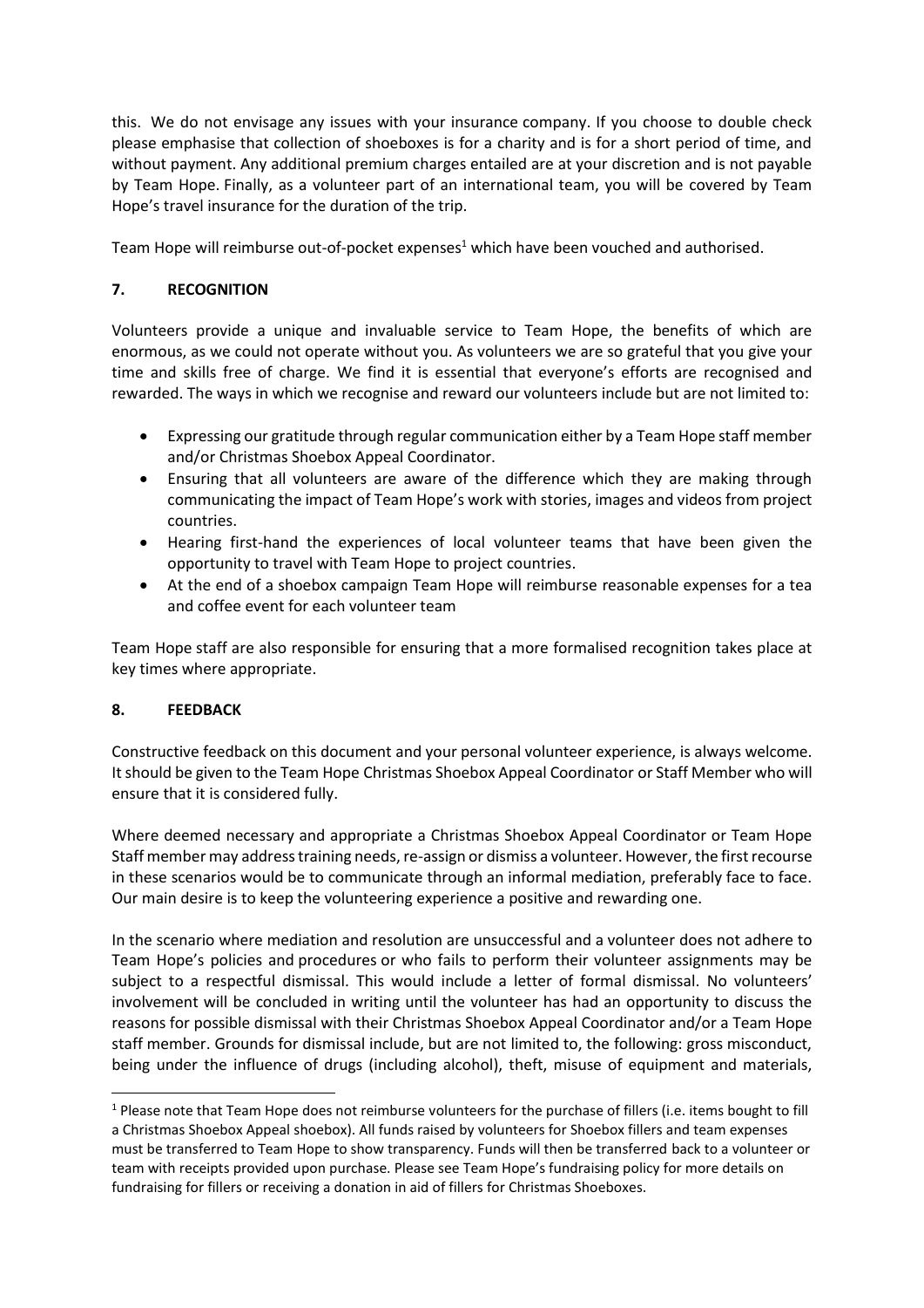this. We do not envisage any issues with your insurance company. If you choose to double check please emphasise that collection of shoeboxes is for a charity and is for a short period of time, and without payment. Any additional premium charges entailed are at your discretion and is not payable by Team Hope. Finally, as a volunteer part of an international team, you will be covered by Team Hope's travel insurance for the duration of the trip.

Team Hope will reimburse out-of-pocket expenses[1] which have been vouched and authorised.

## 7. RECOGNITION

Volunteers provide a unique and invaluable service to Team Hope, the benefits of which are enormous, as we could not operate without you. As volunteers we are so grateful that you give your time and skills free of charge. We find it is essential that everyone's efforts are recognised and rewarded. The ways in which we recognise and reward our volunteers include but are not limited to:

- Expressing our gratitude through regular communication either by a Team Hope staff member and/or Christmas Shoebox Appeal Coordinator.
- Ensuring that all volunteers are aware of the difference which they are making through communicating the impact of Team Hope's work with stories, images and videos from project countries.
- Hearing first-hand the experiences of local volunteer teams that have been given the opportunity to travel with Team Hope to project countries.
- At the end of a shoebox campaign Team Hope will reimburse reasonable expenses for a tea and coffee event for each volunteer team

Team Hope staff are also responsible for ensuring that a more formalised recognition takes place at key times where appropriate.

## 8. FEEDBACK

Constructive feedback on this document and your personal volunteer experience, is always welcome. It should be given to the Team Hope Christmas Shoebox Appeal Coordinator or Staff Member who will ensure that it is considered fully.

Where deemed necessary and appropriate a Christmas Shoebox Appeal Coordinator or Team Hope Staff member may address training needs, re-assign or dismiss a volunteer. However, the first recourse in these scenarios would be to communicate through an informal mediation, preferably face to face. Our main desire is to keep the volunteering experience a positive and rewarding one.

In the scenario where mediation and resolution are unsuccessful and a volunteer does not adhere to Team Hope's policies and procedures or who fails to perform their volunteer assignments may be subject to a respectful dismissal. This would include a letter of formal dismissal. No volunteers' involvement will be concluded in writing until the volunteer has had an opportunity to discuss the reasons for possible dismissal with their Christmas Shoebox Appeal Coordinator and/or a Team Hope staff member. Grounds for dismissal include, but are not limited to, the following: gross misconduct, being under the influence of drugs (including alcohol), theft, misuse of equipment and materials,

---

[1] Please note that Team Hope does not reimburse volunteers for the purchase of fillers (i.e. items bought to fill a Christmas Shoebox Appeal shoebox). All funds raised by volunteers for Shoebox fillers and team expenses must be transferred to Team Hope to show transparency. Funds will then be transferred back to a volunteer or team with receipts provided upon purchase. Please see Team Hope's fundraising policy for more details on fundraising for fillers or receiving a donation in aid of fillers for Christmas Shoeboxes.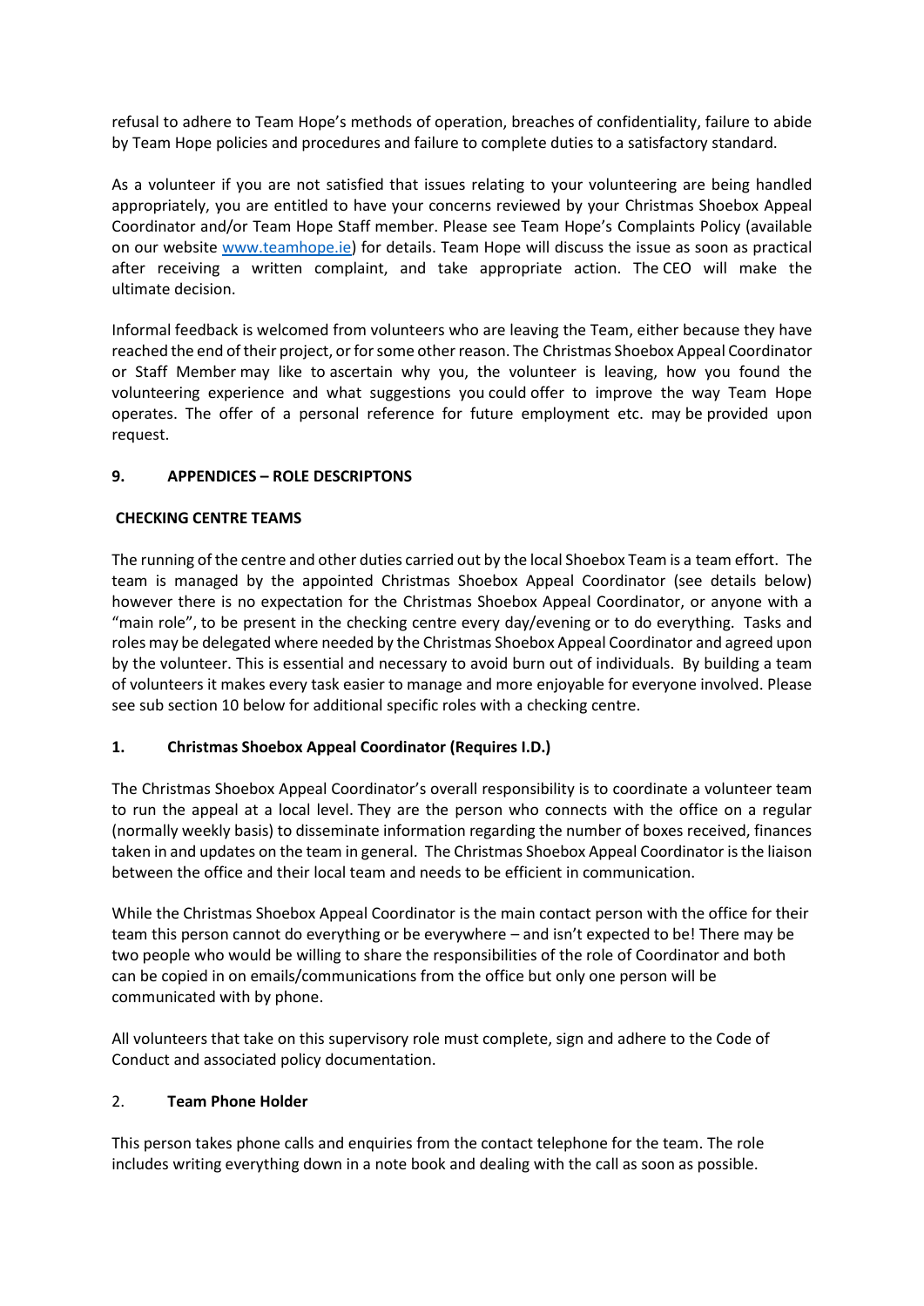refusal to adhere to Team Hope's methods of operation, breaches of confidentiality, failure to abide by Team Hope policies and procedures and failure to complete duties to a satisfactory standard.

As a volunteer if you are not satisfied that issues relating to your volunteering are being handled appropriately, you are entitled to have your concerns reviewed by your Christmas Shoebox Appeal Coordinator and/or Team Hope Staff member. Please see Team Hope's Complaints Policy (available on our website www.teamhope.ie) for details. Team Hope will discuss the issue as soon as practical after receiving a written complaint, and take appropriate action. The CEO will make the ultimate decision.

Informal feedback is welcomed from volunteers who are leaving the Team, either because they have reached the end of their project, or for some other reason. The Christmas Shoebox Appeal Coordinator or Staff Member may like to ascertain why you, the volunteer is leaving, how you found the volunteering experience and what suggestions you could offer to improve the way Team Hope operates. The offer of a personal reference for future employment etc. may be provided upon request.

## 9. APPENDICES – ROLE DESCRIPTONS

### CHECKING CENTRE TEAMS

The running of the centre and other duties carried out by the local Shoebox Team is a team effort. The team is managed by the appointed Christmas Shoebox Appeal Coordinator (see details below) however there is no expectation for the Christmas Shoebox Appeal Coordinator, or anyone with a "main role", to be present in the checking centre every day/evening or to do everything. Tasks and roles may be delegated where needed by the Christmas Shoebox Appeal Coordinator and agreed upon by the volunteer. This is essential and necessary to avoid burn out of individuals. By building a team of volunteers it makes every task easier to manage and more enjoyable for everyone involved. Please see sub section 10 below for additional specific roles with a checking centre.

### 1. Christmas Shoebox Appeal Coordinator (Requires I.D.)

The Christmas Shoebox Appeal Coordinator's overall responsibility is to coordinate a volunteer team to run the appeal at a local level. They are the person who connects with the office on a regular (normally weekly basis) to disseminate information regarding the number of boxes received, finances taken in and updates on the team in general. The Christmas Shoebox Appeal Coordinator is the liaison between the office and their local team and needs to be efficient in communication.

While the Christmas Shoebox Appeal Coordinator is the main contact person with the office for their team this person cannot do everything or be everywhere – and isn't expected to be! There may be two people who would be willing to share the responsibilities of the role of Coordinator and both can be copied in on emails/communications from the office but only one person will be communicated with by phone.

All volunteers that take on this supervisory role must complete, sign and adhere to the Code of Conduct and associated policy documentation.

### 2. Team Phone Holder

This person takes phone calls and enquiries from the contact telephone for the team. The role includes writing everything down in a note book and dealing with the call as soon as possible.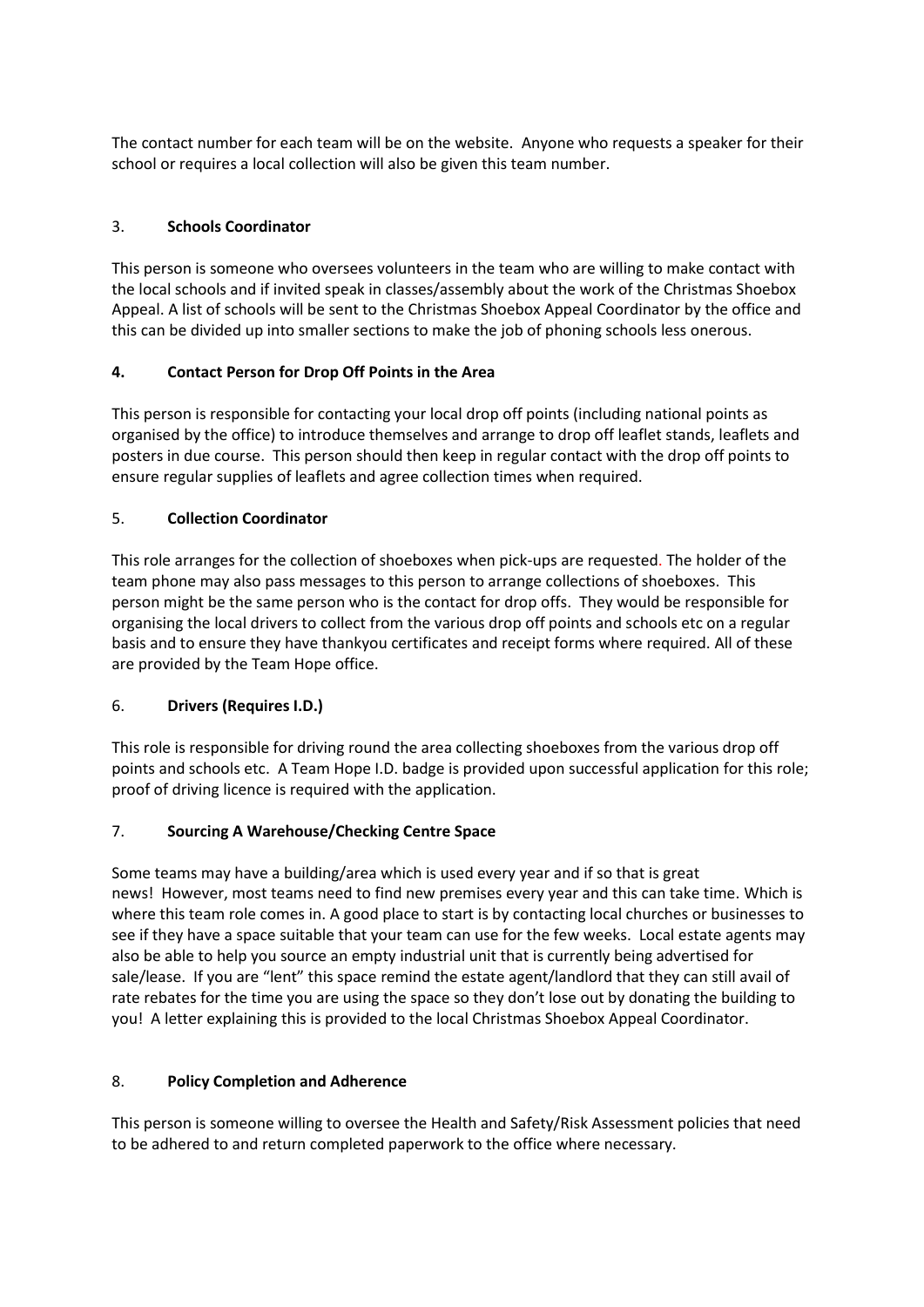The contact number for each team will be on the website. Anyone who requests a speaker for their school or requires a local collection will also be given this team number.

### 3. Schools Coordinator

This person is someone who oversees volunteers in the team who are willing to make contact with the local schools and if invited speak in classes/assembly about the work of the Christmas Shoebox Appeal. A list of schools will be sent to the Christmas Shoebox Appeal Coordinator by the office and this can be divided up into smaller sections to make the job of phoning schools less onerous.

### 4. Contact Person for Drop Off Points in the Area

This person is responsible for contacting your local drop off points (including national points as organised by the office) to introduce themselves and arrange to drop off leaflet stands, leaflets and posters in due course. This person should then keep in regular contact with the drop off points to ensure regular supplies of leaflets and agree collection times when required.

### 5. Collection Coordinator

This role arranges for the collection of shoeboxes when pick-ups are requested. The holder of the team phone may also pass messages to this person to arrange collections of shoeboxes. This person might be the same person who is the contact for drop offs. They would be responsible for organising the local drivers to collect from the various drop off points and schools etc on a regular basis and to ensure they have thankyou certificates and receipt forms where required. All of these are provided by the Team Hope office.

### 6. Drivers (Requires I.D.)

This role is responsible for driving round the area collecting shoeboxes from the various drop off points and schools etc. A Team Hope I.D. badge is provided upon successful application for this role; proof of driving licence is required with the application.

### 7. Sourcing A Warehouse/Checking Centre Space

Some teams may have a building/area which is used every year and if so that is great news! However, most teams need to find new premises every year and this can take time. Which is where this team role comes in. A good place to start is by contacting local churches or businesses to see if they have a space suitable that your team can use for the few weeks. Local estate agents may also be able to help you source an empty industrial unit that is currently being advertised for sale/lease. If you are "lent" this space remind the estate agent/landlord that they can still avail of rate rebates for the time you are using the space so they don't lose out by donating the building to you! A letter explaining this is provided to the local Christmas Shoebox Appeal Coordinator.

### 8. Policy Completion and Adherence

This person is someone willing to oversee the Health and Safety/Risk Assessment policies that need to be adhered to and return completed paperwork to the office where necessary.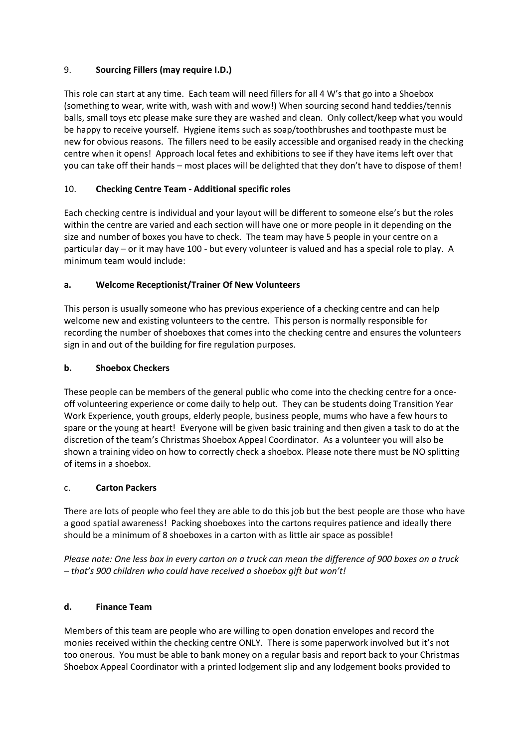## 9. **Sourcing Fillers (may require I.D.)**

This role can start at any time. Each team will need fillers for all 4 W's that go into a Shoebox (something to wear, write with, wash with and wow!) When sourcing second hand teddies/tennis balls, small toys etc please make sure they are washed and clean. Only collect/keep what you would be happy to receive yourself. Hygiene items such as soap/toothbrushes and toothpaste must be new for obvious reasons. The fillers need to be easily accessible and organised ready in the checking centre when it opens! Approach local fetes and exhibitions to see if they have items left over that you can take off their hands – most places will be delighted that they don't have to dispose of them!

## 10. **Checking Centre Team - Additional specific roles**

Each checking centre is individual and your layout will be different to someone else's but the roles within the centre are varied and each section will have one or more people in it depending on the size and number of boxes you have to check. The team may have 5 people in your centre on a particular day – or it may have 100 - but every volunteer is valued and has a special role to play. A minimum team would include:

### a. **Welcome Receptionist/Trainer Of New Volunteers**

This person is usually someone who has previous experience of a checking centre and can help welcome new and existing volunteers to the centre. This person is normally responsible for recording the number of shoeboxes that comes into the checking centre and ensures the volunteers sign in and out of the building for fire regulation purposes.

### b. **Shoebox Checkers**

These people can be members of the general public who come into the checking centre for a once-off volunteering experience or come daily to help out. They can be students doing Transition Year Work Experience, youth groups, elderly people, business people, mums who have a few hours to spare or the young at heart! Everyone will be given basic training and then given a task to do at the discretion of the team's Christmas Shoebox Appeal Coordinator. As a volunteer you will also be shown a training video on how to correctly check a shoebox. Please note there must be NO splitting of items in a shoebox.

### c. **Carton Packers**

There are lots of people who feel they are able to do this job but the best people are those who have a good spatial awareness! Packing shoeboxes into the cartons requires patience and ideally there should be a minimum of 8 shoeboxes in a carton with as little air space as possible!

*Please note: One less box in every carton on a truck can mean the difference of 900 boxes on a truck – that's 900 children who could have received a shoebox gift but won't!*

### d. **Finance Team**

Members of this team are people who are willing to open donation envelopes and record the monies received within the checking centre ONLY. There is some paperwork involved but it's not too onerous. You must be able to bank money on a regular basis and report back to your Christmas Shoebox Appeal Coordinator with a printed lodgement slip and any lodgement books provided to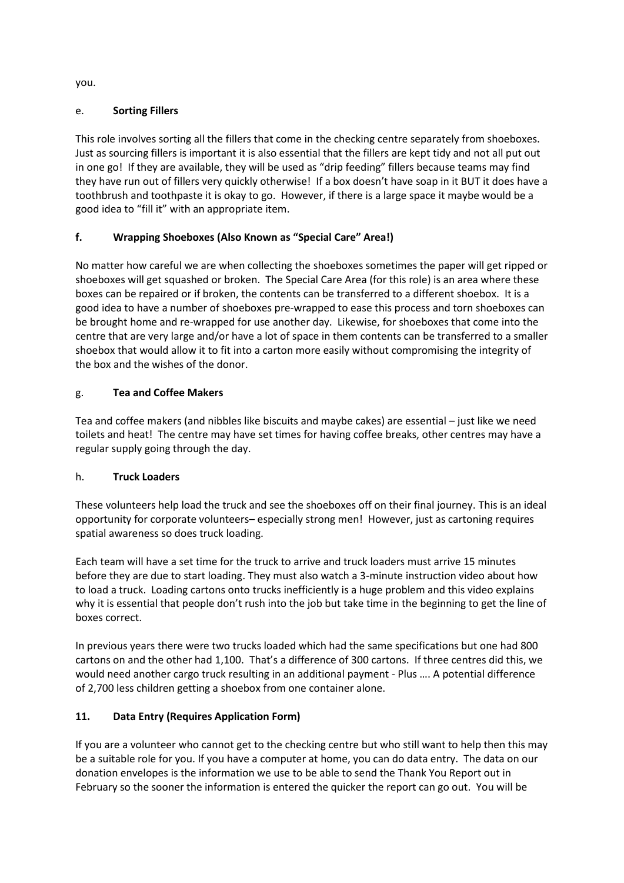you.

### e. **Sorting Fillers**

This role involves sorting all the fillers that come in the checking centre separately from shoeboxes. Just as sourcing fillers is important it is also essential that the fillers are kept tidy and not all put out in one go! If they are available, they will be used as "drip feeding" fillers because teams may find they have run out of fillers very quickly otherwise! If a box doesn't have soap in it BUT it does have a toothbrush and toothpaste it is okay to go. However, if there is a large space it maybe would be a good idea to "fill it" with an appropriate item.

### **f. Wrapping Shoeboxes (Also Known as "Special Care" Area!)**

No matter how careful we are when collecting the shoeboxes sometimes the paper will get ripped or shoeboxes will get squashed or broken. The Special Care Area (for this role) is an area where these boxes can be repaired or if broken, the contents can be transferred to a different shoebox. It is a good idea to have a number of shoeboxes pre-wrapped to ease this process and torn shoeboxes can be brought home and re-wrapped for use another day. Likewise, for shoeboxes that come into the centre that are very large and/or have a lot of space in them contents can be transferred to a smaller shoebox that would allow it to fit into a carton more easily without compromising the integrity of the box and the wishes of the donor.

### g. **Tea and Coffee Makers**

Tea and coffee makers (and nibbles like biscuits and maybe cakes) are essential – just like we need toilets and heat! The centre may have set times for having coffee breaks, other centres may have a regular supply going through the day.

### h. **Truck Loaders**

These volunteers help load the truck and see the shoeboxes off on their final journey. This is an ideal opportunity for corporate volunteers– especially strong men! However, just as cartoning requires spatial awareness so does truck loading.

Each team will have a set time for the truck to arrive and truck loaders must arrive 15 minutes before they are due to start loading. They must also watch a 3-minute instruction video about how to load a truck. Loading cartons onto trucks inefficiently is a huge problem and this video explains why it is essential that people don't rush into the job but take time in the beginning to get the line of boxes correct.

In previous years there were two trucks loaded which had the same specifications but one had 800 cartons on and the other had 1,100. That's a difference of 300 cartons. If three centres did this, we would need another cargo truck resulting in an additional payment - Plus …. A potential difference of 2,700 less children getting a shoebox from one container alone.

## **11. Data Entry (Requires Application Form)**

If you are a volunteer who cannot get to the checking centre but who still want to help then this may be a suitable role for you. If you have a computer at home, you can do data entry. The data on our donation envelopes is the information we use to be able to send the Thank You Report out in February so the sooner the information is entered the quicker the report can go out. You will be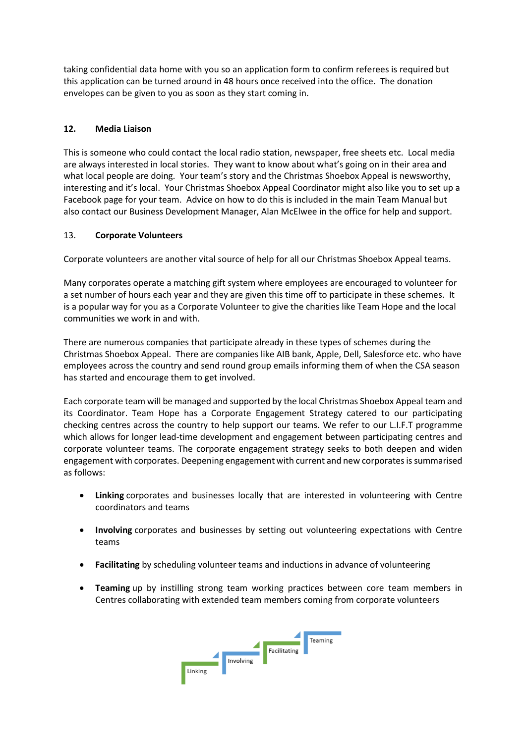taking confidential data home with you so an application form to confirm referees is required but this application can be turned around in 48 hours once received into the office. The donation envelopes can be given to you as soon as they start coming in.

### 12. Media Liaison

This is someone who could contact the local radio station, newspaper, free sheets etc. Local media are always interested in local stories. They want to know about what's going on in their area and what local people are doing. Your team's story and the Christmas Shoebox Appeal is newsworthy, interesting and it's local. Your Christmas Shoebox Appeal Coordinator might also like you to set up a Facebook page for your team. Advice on how to do this is included in the main Team Manual but also contact our Business Development Manager, Alan McElwee in the office for help and support.

### 13. Corporate Volunteers

Corporate volunteers are another vital source of help for all our Christmas Shoebox Appeal teams.

Many corporates operate a matching gift system where employees are encouraged to volunteer for a set number of hours each year and they are given this time off to participate in these schemes. It is a popular way for you as a Corporate Volunteer to give the charities like Team Hope and the local communities we work in and with.

There are numerous companies that participate already in these types of schemes during the Christmas Shoebox Appeal. There are companies like AIB bank, Apple, Dell, Salesforce etc. who have employees across the country and send round group emails informing them of when the CSA season has started and encourage them to get involved.

Each corporate team will be managed and supported by the local Christmas Shoebox Appeal team and its Coordinator. Team Hope has a Corporate Engagement Strategy catered to our participating checking centres across the country to help support our teams. We refer to our L.I.F.T programme which allows for longer lead-time development and engagement between participating centres and corporate volunteer teams. The corporate engagement strategy seeks to both deepen and widen engagement with corporates. Deepening engagement with current and new corporates is summarised as follows:

- **Linking** corporates and businesses locally that are interested in volunteering with Centre coordinators and teams
- **Involving** corporates and businesses by setting out volunteering expectations with Centre teams
- **Facilitating** by scheduling volunteer teams and inductions in advance of volunteering
- **Teaming** up by instilling strong team working practices between core team members in Centres collaborating with extended team members coming from corporate volunteers

Linking → Involving → Facilitating → Teaming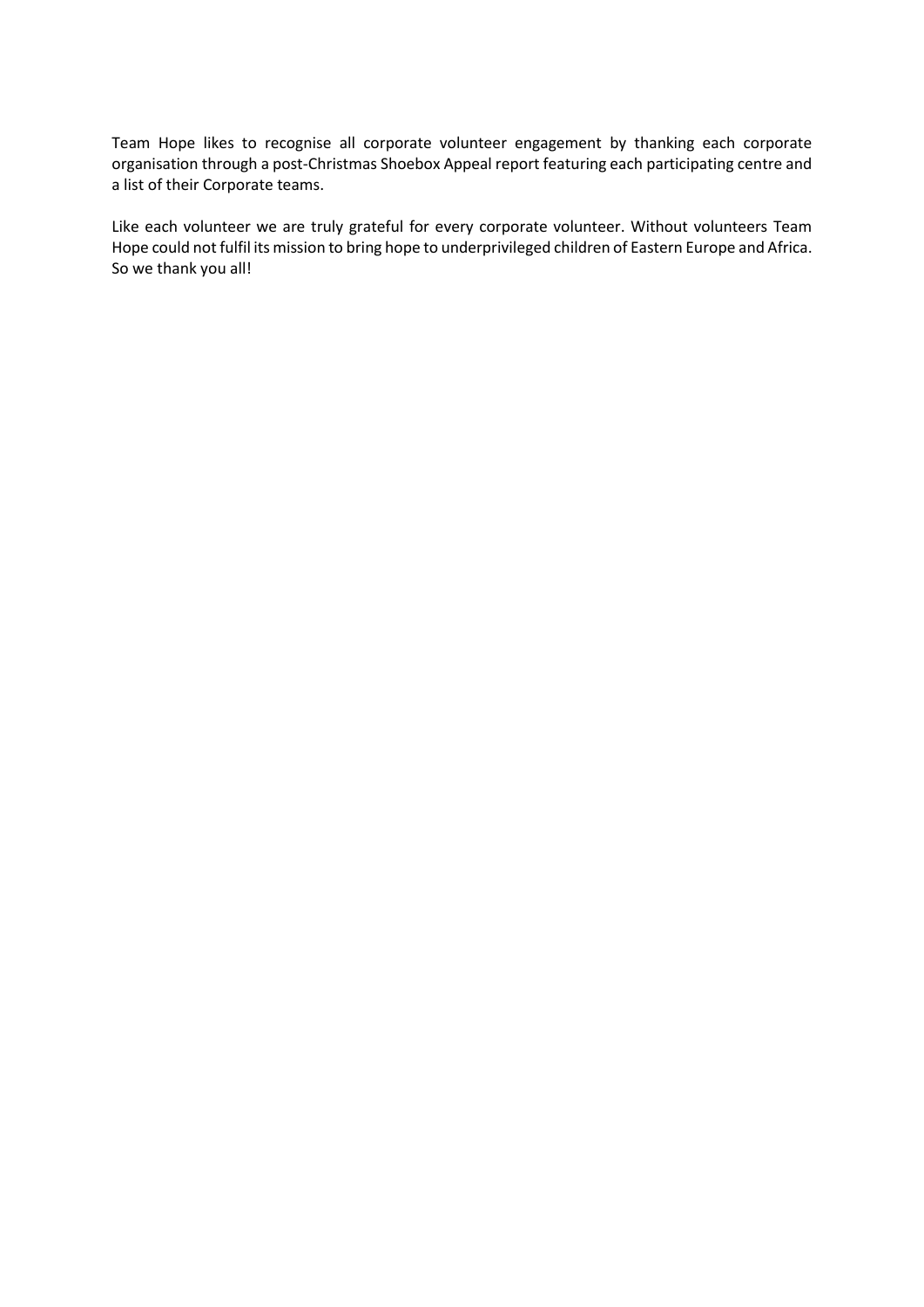Team Hope likes to recognise all corporate volunteer engagement by thanking each corporate organisation through a post-Christmas Shoebox Appeal report featuring each participating centre and a list of their Corporate teams.

Like each volunteer we are truly grateful for every corporate volunteer. Without volunteers Team Hope could not fulfil its mission to bring hope to underprivileged children of Eastern Europe and Africa. So we thank you all!